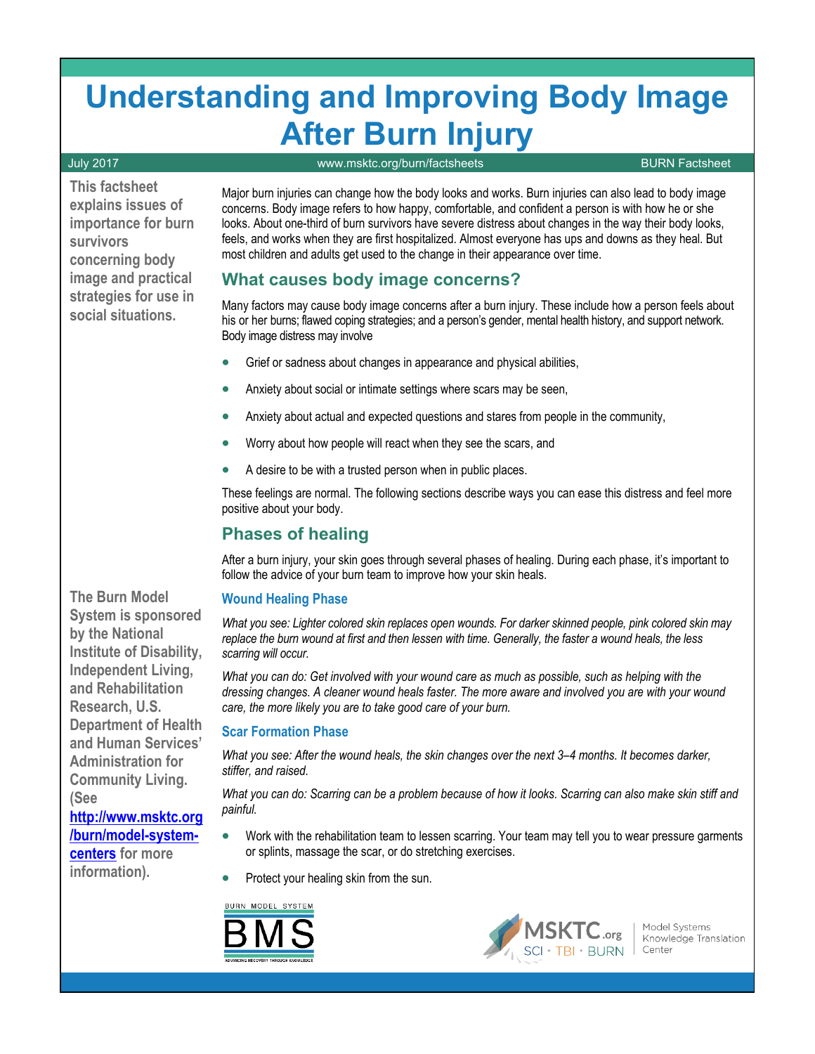# Understanding and Improving Body Image After Burn Injury

July 2017 www.msktc.org/burn/factsheets BURN Factsheet

**This factsheet explains issues of importance for burn survivors concerning body image and practical strategies for use in social situations.**

Major burn injuries can change how the body looks and works. Burn injuries can also lead to body image concerns. Body image refers to how happy, comfortable, and confident a person is with how he or she looks. About one-third of burn survivors have severe distress about changes in the way their body looks, feels, and works when they are first hospitalized. Almost everyone has ups and downs as they heal. But most children and adults get used to the change in their appearance over time.

## What causes body image concerns?

Many factors may cause body image concerns after a burn injury. These include how a person feels about his or her burns; flawed coping strategies; and a person's gender, mental health history, and support network. Body image distress may involve

- Grief or sadness about changes in appearance and physical abilities,
- Anxiety about social or intimate settings where scars may be seen,
- Anxiety about actual and expected questions and stares from people in the community,
- Worry about how people will react when they see the scars, and
- A desire to be with a trusted person when in public places.

These feelings are normal. The following sections describe ways you can ease this distress and feel more positive about your body.

## Phases of healing

After a burn injury, your skin goes through several phases of healing. During each phase, it's important to follow the advice of your burn team to improve how your skin heals.

### Wound Healing Phase

*What you see: Lighter colored skin replaces open wounds. For darker skinned people, pink colored skin may replace the burn wound at first and then lessen with time. Generally, the faster a wound heals, the less scarring will occur.*

*What you can do: Get involved with your wound care as much as possible, such as helping with the dressing changes. A cleaner wound heals faster. The more aware and involved you are with your wound care, the more likely you are to take good care of your burn.*

### Scar Formation Phase

*What you see: After the wound heals, the skin changes over the next 3–4 months. It becomes darker, stiffer, and raised.*

*What you can do: Scarring can be a problem because of how it looks. Scarring can also make skin stiff and painful.*

- Work with the rehabilitation team to lessen scarring. Your team may tell you to wear pressure garments or splints, massage the scar, or do stretching exercises.
- Protect your healing skin from the sun.

**The Burn Model System is sponsored by the National Institute of Disability, Independent Living, and Rehabilitation Research, U.S. Department of Health and Human Services' Administration for Community Living. (See [http://www.msktc.org/burn/model-system-centers](http://www.msktc.org/burn/model-system-centers) for more information).**

BURN MODEL SYSTEM BMS ADVANCING RECOVERY THROUGH KNOWLEDGE

MSKTC.org SCI • TBI • BURN Model Systems Knowledge Translation Center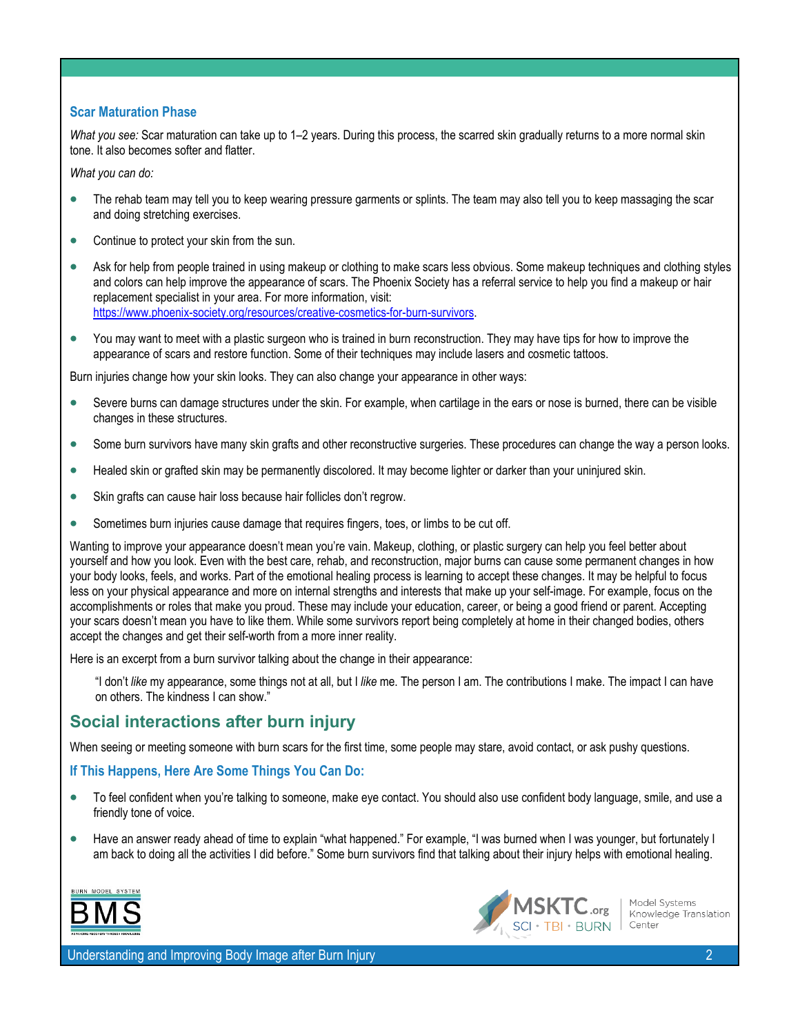### Scar Maturation Phase

*What you see:* Scar maturation can take up to 1–2 years. During this process, the scarred skin gradually returns to a more normal skin tone. It also becomes softer and flatter.

*What you can do:*

- The rehab team may tell you to keep wearing pressure garments or splints. The team may also tell you to keep massaging the scar and doing stretching exercises.
- Continue to protect your skin from the sun.
- Ask for help from people trained in using makeup or clothing to make scars less obvious. Some makeup techniques and clothing styles and colors can help improve the appearance of scars. The Phoenix Society has a referral service to help you find a makeup or hair replacement specialist in your area. For more information, visit: https://www.phoenix-society.org/resources/creative-cosmetics-for-burn-survivors.
- You may want to meet with a plastic surgeon who is trained in burn reconstruction. They may have tips for how to improve the appearance of scars and restore function. Some of their techniques may include lasers and cosmetic tattoos.

Burn injuries change how your skin looks. They can also change your appearance in other ways:

- Severe burns can damage structures under the skin. For example, when cartilage in the ears or nose is burned, there can be visible changes in these structures.
- Some burn survivors have many skin grafts and other reconstructive surgeries. These procedures can change the way a person looks.
- Healed skin or grafted skin may be permanently discolored. It may become lighter or darker than your uninjured skin.
- Skin grafts can cause hair loss because hair follicles don't regrow.
- Sometimes burn injuries cause damage that requires fingers, toes, or limbs to be cut off.

Wanting to improve your appearance doesn't mean you're vain. Makeup, clothing, or plastic surgery can help you feel better about yourself and how you look. Even with the best care, rehab, and reconstruction, major burns can cause some permanent changes in how your body looks, feels, and works. Part of the emotional healing process is learning to accept these changes. It may be helpful to focus less on your physical appearance and more on internal strengths and interests that make up your self-image. For example, focus on the accomplishments or roles that make you proud. These may include your education, career, or being a good friend or parent. Accepting your scars doesn't mean you have to like them. While some survivors report being completely at home in their changed bodies, others accept the changes and get their self-worth from a more inner reality.

Here is an excerpt from a burn survivor talking about the change in their appearance:

> "I don't *like* my appearance, some things not at all, but I *like* me. The person I am. The contributions I make. The impact I can have on others. The kindness I can show."

## Social interactions after burn injury

When seeing or meeting someone with burn scars for the first time, some people may stare, avoid contact, or ask pushy questions.

### If This Happens, Here Are Some Things You Can Do:

- To feel confident when you're talking to someone, make eye contact. You should also use confident body language, smile, and use a friendly tone of voice.
- Have an answer ready ahead of time to explain "what happened." For example, "I was burned when I was younger, but fortunately I am back to doing all the activities I did before." Some burn survivors find that talking about their injury helps with emotional healing.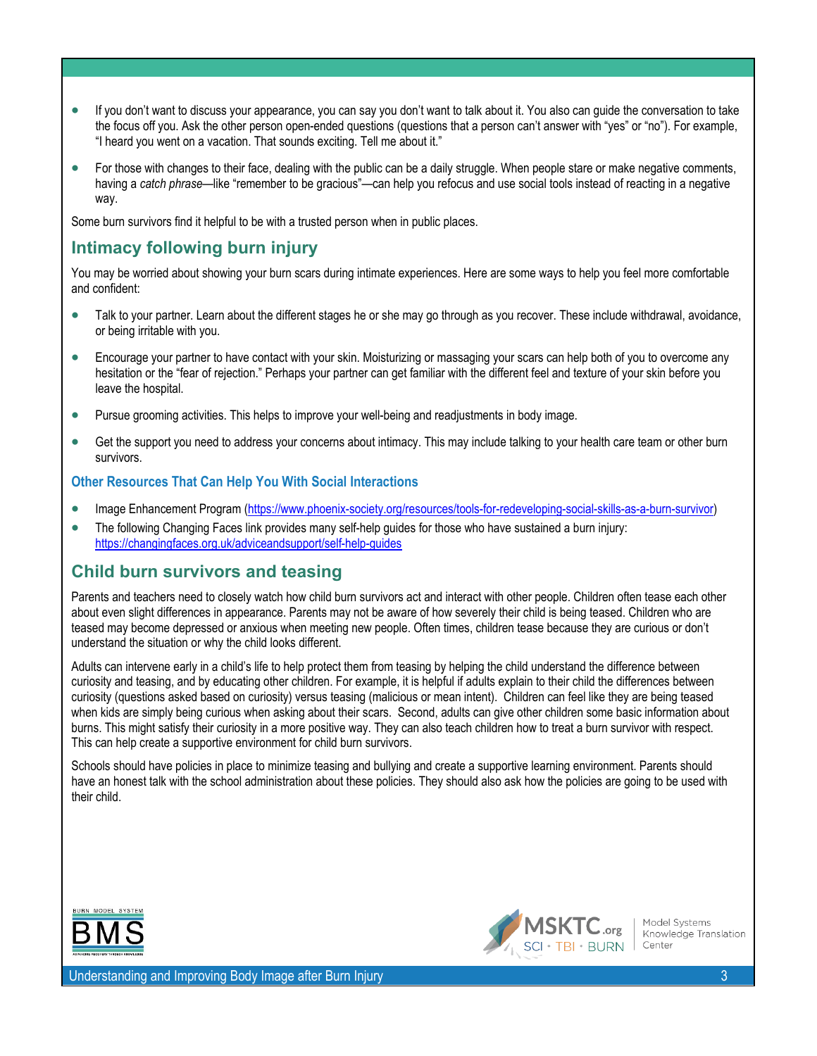- If you don't want to discuss your appearance, you can say you don't want to talk about it. You also can guide the conversation to take the focus off you. Ask the other person open-ended questions (questions that a person can't answer with "yes" or "no"). For example, "I heard you went on a vacation. That sounds exciting. Tell me about it."
- For those with changes to their face, dealing with the public can be a daily struggle. When people stare or make negative comments, having a *catch phrase*—like "remember to be gracious"—can help you refocus and use social tools instead of reacting in a negative way.

Some burn survivors find it helpful to be with a trusted person when in public places.

## Intimacy following burn injury

You may be worried about showing your burn scars during intimate experiences. Here are some ways to help you feel more comfortable and confident:

- Talk to your partner. Learn about the different stages he or she may go through as you recover. These include withdrawal, avoidance, or being irritable with you.
- Encourage your partner to have contact with your skin. Moisturizing or massaging your scars can help both of you to overcome any hesitation or the "fear of rejection." Perhaps your partner can get familiar with the different feel and texture of your skin before you leave the hospital.
- Pursue grooming activities. This helps to improve your well-being and readjustments in body image.
- Get the support you need to address your concerns about intimacy. This may include talking to your health care team or other burn survivors.

### Other Resources That Can Help You With Social Interactions

- Image Enhancement Program (https://www.phoenix-society.org/resources/tools-for-redeveloping-social-skills-as-a-burn-survivor)
- The following Changing Faces link provides many self-help guides for those who have sustained a burn injury: https://changingfaces.org.uk/adviceandsupport/self-help-guides

## Child burn survivors and teasing

Parents and teachers need to closely watch how child burn survivors act and interact with other people. Children often tease each other about even slight differences in appearance. Parents may not be aware of how severely their child is being teased. Children who are teased may become depressed or anxious when meeting new people. Often times, children tease because they are curious or don't understand the situation or why the child looks different.

Adults can intervene early in a child's life to help protect them from teasing by helping the child understand the difference between curiosity and teasing, and by educating other children. For example, it is helpful if adults explain to their child the differences between curiosity (questions asked based on curiosity) versus teasing (malicious or mean intent). Children can feel like they are being teased when kids are simply being curious when asking about their scars. Second, adults can give other children some basic information about burns. This might satisfy their curiosity in a more positive way. They can also teach children how to treat a burn survivor with respect. This can help create a supportive environment for child burn survivors.

Schools should have policies in place to minimize teasing and bullying and create a supportive learning environment. Parents should have an honest talk with the school administration about these policies. They should also ask how the policies are going to be used with their child.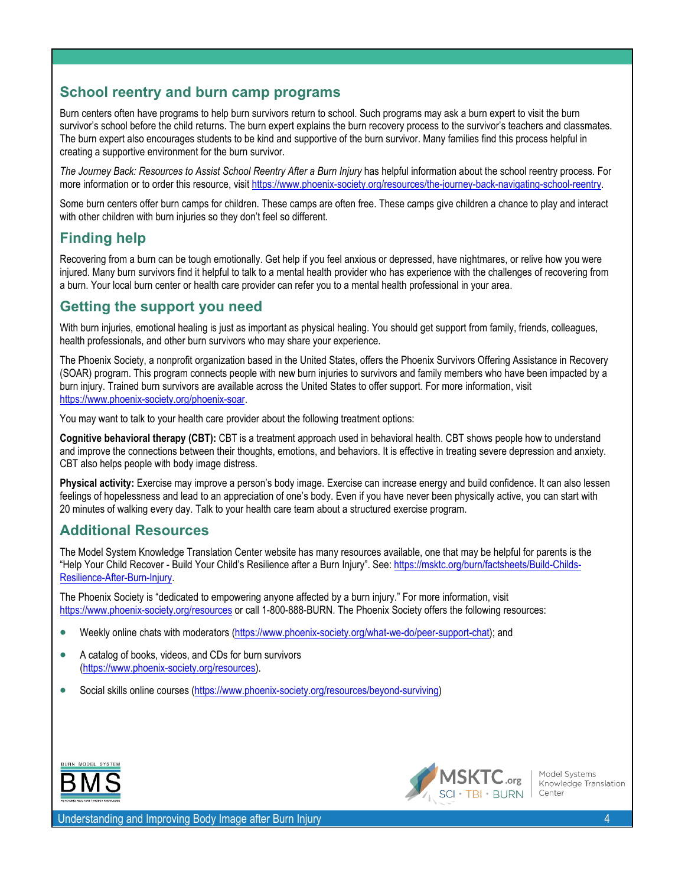## School reentry and burn camp programs

Burn centers often have programs to help burn survivors return to school. Such programs may ask a burn expert to visit the burn survivor's school before the child returns. The burn expert explains the burn recovery process to the survivor's teachers and classmates. The burn expert also encourages students to be kind and supportive of the burn survivor. Many families find this process helpful in creating a supportive environment for the burn survivor.

*The Journey Back: Resources to Assist School Reentry After a Burn Injury* has helpful information about the school reentry process. For more information or to order this resource, visit https://www.phoenix-society.org/resources/the-journey-back-navigating-school-reentry.

Some burn centers offer burn camps for children. These camps are often free. These camps give children a chance to play and interact with other children with burn injuries so they don't feel so different.

## Finding help

Recovering from a burn can be tough emotionally. Get help if you feel anxious or depressed, have nightmares, or relive how you were injured. Many burn survivors find it helpful to talk to a mental health provider who has experience with the challenges of recovering from a burn. Your local burn center or health care provider can refer you to a mental health professional in your area.

## Getting the support you need

With burn injuries, emotional healing is just as important as physical healing. You should get support from family, friends, colleagues, health professionals, and other burn survivors who may share your experience.

The Phoenix Society, a nonprofit organization based in the United States, offers the Phoenix Survivors Offering Assistance in Recovery (SOAR) program. This program connects people with new burn injuries to survivors and family members who have been impacted by a burn injury. Trained burn survivors are available across the United States to offer support. For more information, visit https://www.phoenix-society.org/phoenix-soar.

You may want to talk to your health care provider about the following treatment options:

**Cognitive behavioral therapy (CBT):** CBT is a treatment approach used in behavioral health. CBT shows people how to understand and improve the connections between their thoughts, emotions, and behaviors. It is effective in treating severe depression and anxiety. CBT also helps people with body image distress.

**Physical activity:** Exercise may improve a person's body image. Exercise can increase energy and build confidence. It can also lessen feelings of hopelessness and lead to an appreciation of one's body. Even if you have never been physically active, you can start with 20 minutes of walking every day. Talk to your health care team about a structured exercise program.

## Additional Resources

The Model System Knowledge Translation Center website has many resources available, one that may be helpful for parents is the "Help Your Child Recover - Build Your Child's Resilience after a Burn Injury". See: https://msktc.org/burn/factsheets/Build-Childs-Resilience-After-Burn-Injury.

The Phoenix Society is "dedicated to empowering anyone affected by a burn injury." For more information, visit https://www.phoenix-society.org/resources or call 1-800-888-BURN. The Phoenix Society offers the following resources:

- Weekly online chats with moderators (https://www.phoenix-society.org/what-we-do/peer-support-chat); and
- A catalog of books, videos, and CDs for burn survivors (https://www.phoenix-society.org/resources).
- Social skills online courses (https://www.phoenix-society.org/resources/beyond-surviving)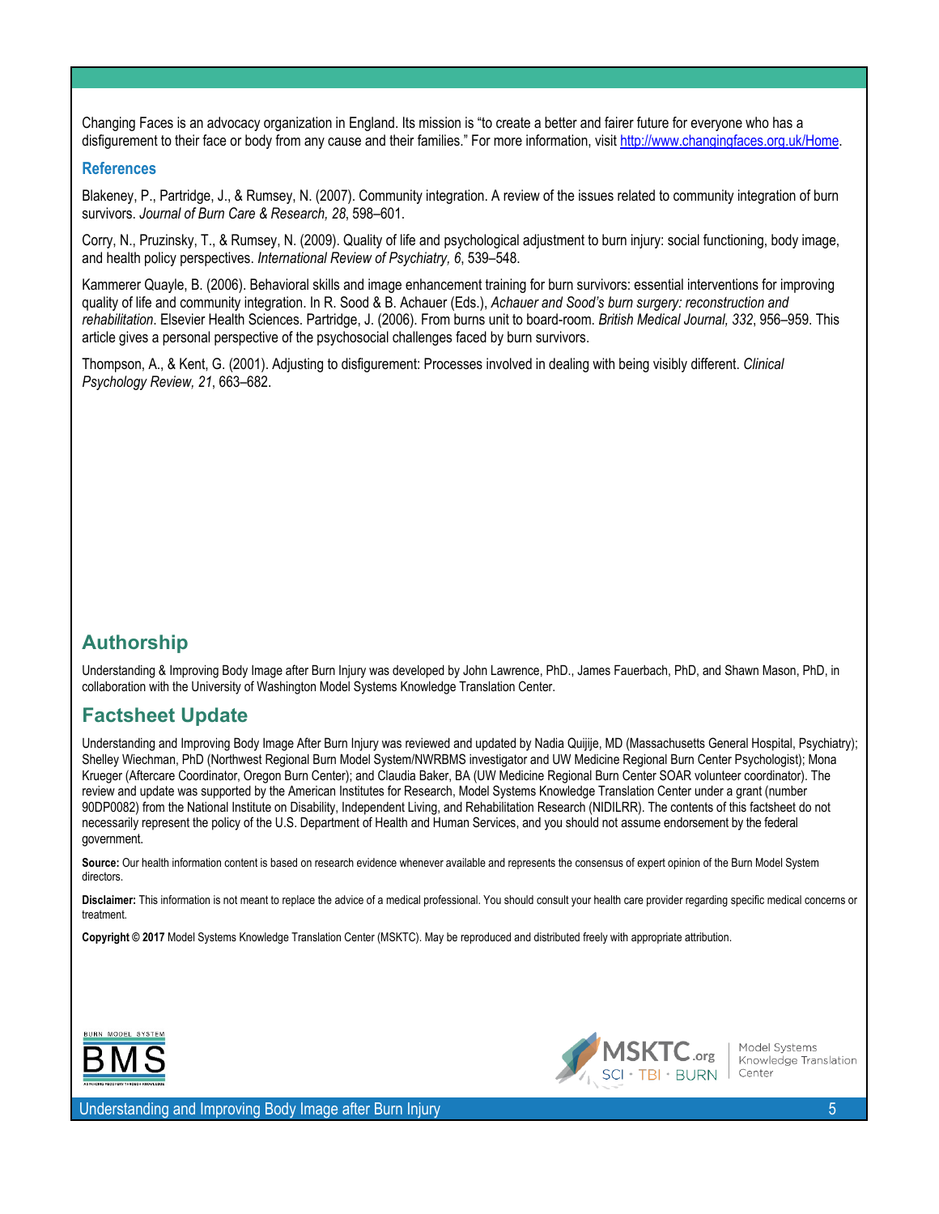Changing Faces is an advocacy organization in England. Its mission is "to create a better and fairer future for everyone who has a disfigurement to their face or body from any cause and their families." For more information, visit http://www.changingfaces.org.uk/Home.

### References

Blakeney, P., Partridge, J., & Rumsey, N. (2007). Community integration. A review of the issues related to community integration of burn survivors. *Journal of Burn Care & Research, 28*, 598–601.

Corry, N., Pruzinsky, T., & Rumsey, N. (2009). Quality of life and psychological adjustment to burn injury: social functioning, body image, and health policy perspectives. *International Review of Psychiatry, 6*, 539–548.

Kammerer Quayle, B. (2006). Behavioral skills and image enhancement training for burn survivors: essential interventions for improving quality of life and community integration. In R. Sood & B. Achauer (Eds.), *Achauer and Sood's burn surgery: reconstruction and rehabilitation*. Elsevier Health Sciences. Partridge, J. (2006). From burns unit to board-room. *British Medical Journal, 332*, 956–959. This article gives a personal perspective of the psychosocial challenges faced by burn survivors.

Thompson, A., & Kent, G. (2001). Adjusting to disfigurement: Processes involved in dealing with being visibly different. *Clinical Psychology Review, 21*, 663–682.

## Authorship

Understanding & Improving Body Image after Burn Injury was developed by John Lawrence, PhD., James Fauerbach, PhD, and Shawn Mason, PhD, in collaboration with the University of Washington Model Systems Knowledge Translation Center.

## Factsheet Update

Understanding and Improving Body Image After Burn Injury was reviewed and updated by Nadia Quijije, MD (Massachusetts General Hospital, Psychiatry); Shelley Wiechman, PhD (Northwest Regional Burn Model System/NWRBMS investigator and UW Medicine Regional Burn Center Psychologist); Mona Krueger (Aftercare Coordinator, Oregon Burn Center); and Claudia Baker, BA (UW Medicine Regional Burn Center SOAR volunteer coordinator). The review and update was supported by the American Institutes for Research, Model Systems Knowledge Translation Center under a grant (number 90DP0082) from the National Institute on Disability, Independent Living, and Rehabilitation Research (NIDILRR). The contents of this factsheet do not necessarily represent the policy of the U.S. Department of Health and Human Services, and you should not assume endorsement by the federal government.

**Source:** Our health information content is based on research evidence whenever available and represents the consensus of expert opinion of the Burn Model System directors.

**Disclaimer:** This information is not meant to replace the advice of a medical professional. You should consult your health care provider regarding specific medical concerns or treatment.

**Copyright © 2017** Model Systems Knowledge Translation Center (MSKTC). May be reproduced and distributed freely with appropriate attribution.